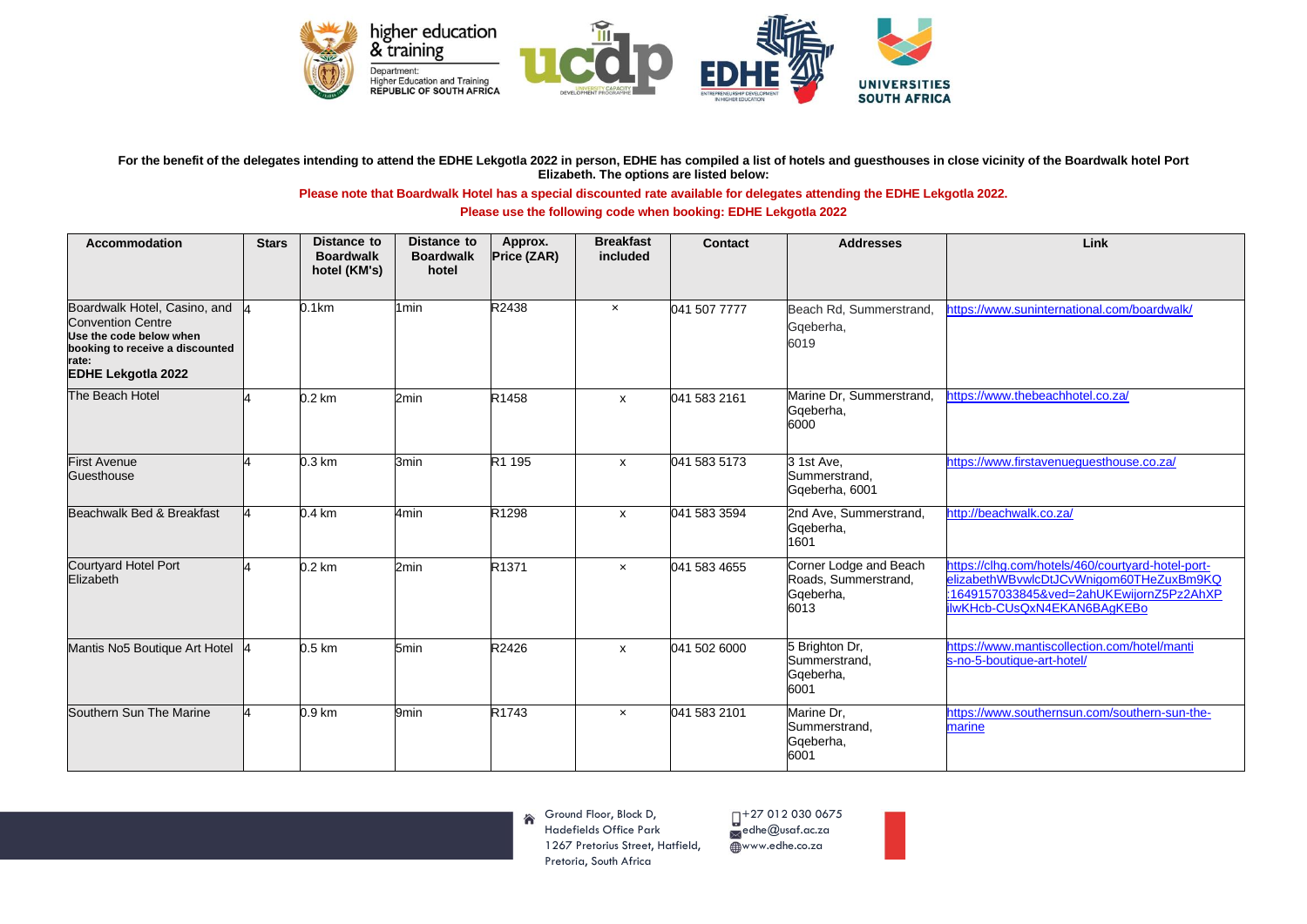**For the benefit of the delegates intending to attend the EDHE Lekgotla 2022 in person, EDHE has compiled a list of hotels and guesthouses in close vicinity of the Boardwalk hotel Port Elizabeth. The options are listed below:**

**Please note that Boardwalk Hotel has a special discounted rate available for delegates attending the EDHE Lekgotla 2022.**

**Please use the following code when booking: EDHE Lekgotla 2022**

| Accommodation | Stars | Distance to Boardwalk hotel (KM's) | Distance to Boardwalk hotel | Approx. Price (ZAR) | Breakfast included | Contact | Addresses | Link |
|---|---|---|---|---|---|---|---|---|
| Boardwalk Hotel, Casino, and Convention Centre **Use the code below when booking to receive a discounted rate: EDHE Lekgotla 2022** | 4 | 0.1km | 1min | R2438 | × | 041 507 7777 | Beach Rd, Summerstrand, Gqeberha, 6019 | https://www.suninternational.com/boardwalk/ |
| The Beach Hotel | 4 | 0.2 km | 2min | R1458 | x | 041 583 2161 | Marine Dr, Summerstrand, Gqeberha, 6000 | https://www.thebeachhotel.co.za/ |
| First Avenue Guesthouse | 4 | 0.3 km | 3min | R1 195 | x | 041 583 5173 | 3 1st Ave, Summerstrand, Gqeberha, 6001 | https://www.firstavenueguesthouse.co.za/ |
| Beachwalk Bed & Breakfast | 4 | 0.4 km | 4min | R1298 | x | 041 583 3594 | 2nd Ave, Summerstrand, Gqeberha, 1601 | http://beachwalk.co.za/ |
| Courtyard Hotel Port Elizabeth | 4 | 0.2 km | 2min | R1371 | × | 041 583 4655 | Corner Lodge and Beach Roads, Summerstrand, Gqeberha, 6013 | https://clhg.com/hotels/460/courtyard-hotel-port-elizabethWBvwlcDtJCvWnigom60THeZuxBm9KQ:1649157033845&ved=2ahUKEwijornZ5Pz2AhXPilwKHcb-CUsQxN4EKAN6BAgKEBo |
| Mantis No5 Boutique Art Hotel | 4 | 0.5 km | 5min | R2426 | x | 041 502 6000 | 5 Brighton Dr, Summerstrand, Gqeberha, 6001 | https://www.mantiscollection.com/hotel/mantis-no-5-boutique-art-hotel/ |
| Southern Sun The Marine | 4 | 0.9 km | 9min | R1743 | × | 041 583 2101 | Marine Dr, Summerstrand, Gqeberha, 6001 | https://www.southernsun.com/southern-sun-the-marine |

Ground Floor, Block D, Hadefields Office Park 1267 Pretorius Street, Hatfield, Pretoria, South Africa

+27 012 030 0675
edhe@usaf.ac.za
www.edhe.co.za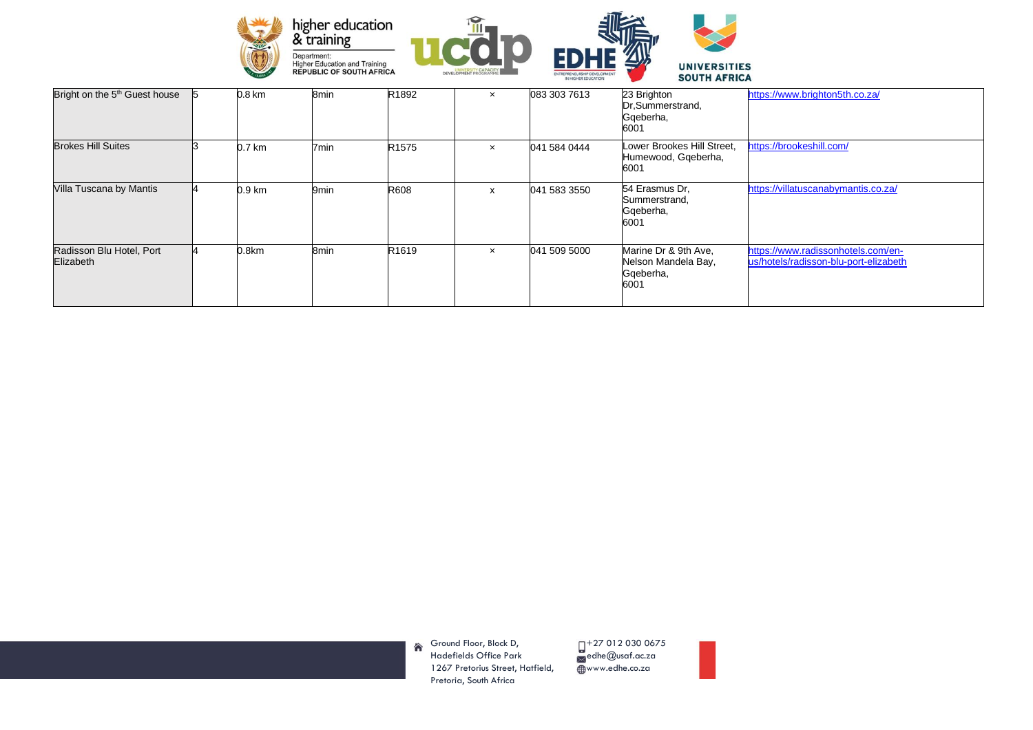| | | | | | | | | |
|---|---|---|---|---|---|---|---|---|
| Bright on the 5th Guest house | 5 | 0.8 km | 8min | R1892 | × | 083 303 7613 | 23 Brighton Dr,Summerstrand, Gqeberha, 6001 | https://www.brighton5th.co.za/ |
| Brokes Hill Suites | 3 | 0.7 km | 7min | R1575 | × | 041 584 0444 | Lower Brookes Hill Street, Humewood, Gqeberha, 6001 | https://brookeshill.com/ |
| Villa Tuscana by Mantis | 4 | 0.9 km | 9min | R608 | x | 041 583 3550 | 54 Erasmus Dr, Summerstrand, Gqeberha, 6001 | https://villatuscanabymantis.co.za/ |
| Radisson Blu Hotel, Port Elizabeth | 4 | 0.8km | 8min | R1619 | × | 041 509 5000 | Marine Dr & 9th Ave, Nelson Mandela Bay, Gqeberha, 6001 | https://www.radissonhotels.com/en-us/hotels/radisson-blu-port-elizabeth |